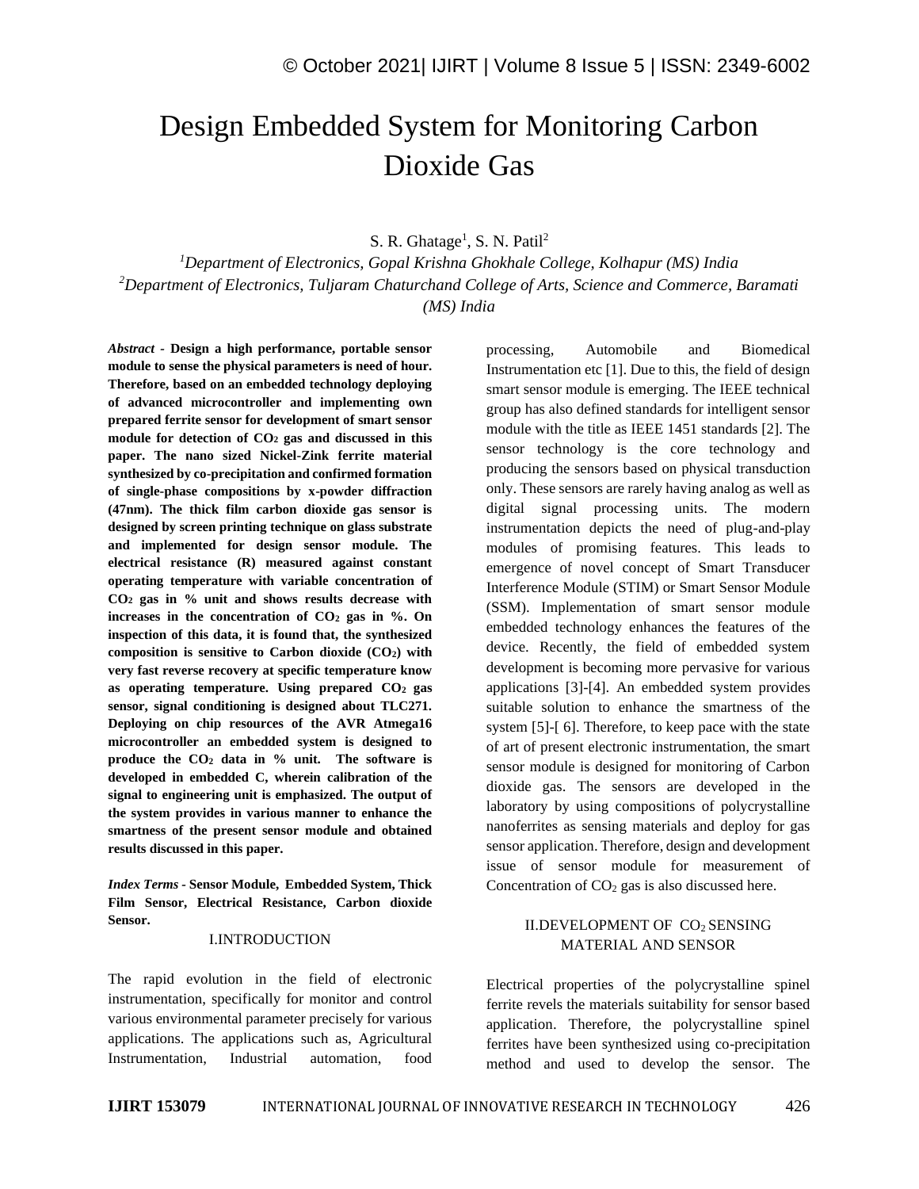# Design Embedded System for Monitoring Carbon Dioxide Gas

S. R. Ghatage[1], S. N. Patil[2]

[1]*Department of Electronics, Gopal Krishna Ghokhale College, Kolhapur (MS) India*
[2]*Department of Electronics, Tuljaram Chaturchand College of Arts, Science and Commerce, Baramati (MS) India*

***Abstract* - Design a high performance, portable sensor module to sense the physical parameters is need of hour. Therefore, based on an embedded technology deploying of advanced microcontroller and implementing own prepared ferrite sensor for development of smart sensor module for detection of $CO_2$ gas and discussed in this paper. The nano sized Nickel-Zink ferrite material synthesized by co-precipitation and confirmed formation of single-phase compositions by x-powder diffraction (47nm). The thick film carbon dioxide gas sensor is designed by screen printing technique on glass substrate and implemented for design sensor module. The electrical resistance (R) measured against constant operating temperature with variable concentration of $CO_2$ gas in % unit and shows results decrease with increases in the concentration of $CO_2$ gas in %. On inspection of this data, it is found that, the synthesized composition is sensitive to Carbon dioxide ($CO_2$) with very fast reverse recovery at specific temperature know as operating temperature. Using prepared $CO_2$ gas sensor, signal conditioning is designed about TLC271. Deploying on chip resources of the AVR Atmega16 microcontroller an embedded system is designed to produce the $CO_2$ data in % unit. The software is developed in embedded C, wherein calibration of the signal to engineering unit is emphasized. The output of the system provides in various manner to enhance the smartness of the present sensor module and obtained results discussed in this paper.**

***Index Terms* - Sensor Module, Embedded System, Thick Film Sensor, Electrical Resistance, Carbon dioxide Sensor.**

## I.INTRODUCTION

The rapid evolution in the field of electronic instrumentation, specifically for monitor and control various environmental parameter precisely for various applications. The applications such as, Agricultural Instrumentation, Industrial automation, food processing, Automobile and Biomedical Instrumentation etc [1]. Due to this, the field of design smart sensor module is emerging. The IEEE technical group has also defined standards for intelligent sensor module with the title as IEEE 1451 standards [2]. The sensor technology is the core technology and producing the sensors based on physical transduction only. These sensors are rarely having analog as well as digital signal processing units. The modern instrumentation depicts the need of plug-and-play modules of promising features. This leads to emergence of novel concept of Smart Transducer Interference Module (STIM) or Smart Sensor Module (SSM). Implementation of smart sensor module embedded technology enhances the features of the device. Recently, the field of embedded system development is becoming more pervasive for various applications [3]-[4]. An embedded system provides suitable solution to enhance the smartness of the system [5]-[ 6]. Therefore, to keep pace with the state of art of present electronic instrumentation, the smart sensor module is designed for monitoring of Carbon dioxide gas. The sensors are developed in the laboratory by using compositions of polycrystalline nanoferrites as sensing materials and deploy for gas sensor application. Therefore, design and development issue of sensor module for measurement of Concentration of $CO_2$ gas is also discussed here.

## II.DEVELOPMENT OF $CO_2$ SENSING MATERIAL AND SENSOR

Electrical properties of the polycrystalline spinel ferrite revels the materials suitability for sensor based application. Therefore, the polycrystalline spinel ferrites have been synthesized using co-precipitation method and used to develop the sensor. The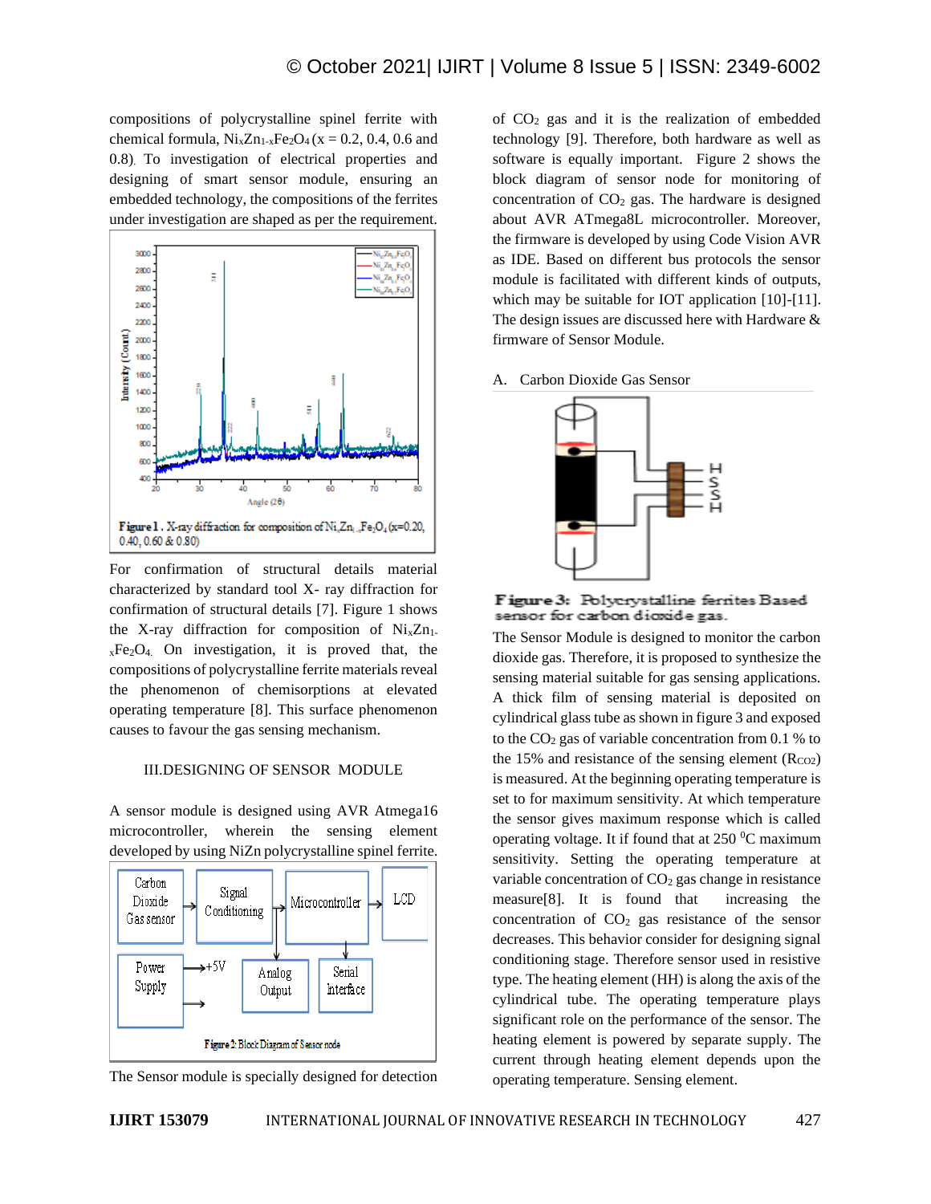compositions of polycrystalline spinel ferrite with chemical formula, $Ni_xZn_{1-x}Fe_2O_4$ (x = 0.2, 0.4, 0.6 and 0.8). To investigation of electrical properties and designing of smart sensor module, ensuring an embedded technology, the compositions of the ferrites under investigation are shaped as per the requirement.

Figure 1. X-ray diffraction for composition of $Ni_xZn_{1-x}Fe_2O_4$ (x=0.20, 0.40, 0.60 & 0.80)

For confirmation of structural details material characterized by standard tool X- ray diffraction for confirmation of structural details [7]. Figure 1 shows the X-ray diffraction for composition of $Ni_xZn_{1-x}Fe_2O_4$. On investigation, it is proved that, the compositions of polycrystalline ferrite materials reveal the phenomenon of chemisorptions at elevated operating temperature [8]. This surface phenomenon causes to favour the gas sensing mechanism.

## III.DESIGNING OF SENSOR MODULE

A sensor module is designed using AVR Atmega16 microcontroller, wherein the sensing element developed by using NiZn polycrystalline spinel ferrite.

Figure 2: Block Diagram of Sensor node

The Sensor module is specially designed for detection of $CO_2$ gas and it is the realization of embedded technology [9]. Therefore, both hardware as well as software is equally important. Figure 2 shows the block diagram of sensor node for monitoring of concentration of $CO_2$ gas. The hardware is designed about AVR ATmega8L microcontroller. Moreover, the firmware is developed by using Code Vision AVR as IDE. Based on different bus protocols the sensor module is facilitated with different kinds of outputs, which may be suitable for IOT application [10]-[11]. The design issues are discussed here with Hardware & firmware of Sensor Module.

### A. Carbon Dioxide Gas Sensor

Figure 3: Polycrystalline ferrites Based sensor for carbon dioxide gas.

The Sensor Module is designed to monitor the carbon dioxide gas. Therefore, it is proposed to synthesize the sensing material suitable for gas sensing applications. A thick film of sensing material is deposited on cylindrical glass tube as shown in figure 3 and exposed to the $CO_2$ gas of variable concentration from 0.1 % to the 15% and resistance of the sensing element ($R_{CO2}$) is measured. At the beginning operating temperature is set to for maximum sensitivity. At which temperature the sensor gives maximum response which is called operating voltage. It if found that at 250 $^0$C maximum sensitivity. Setting the operating temperature at variable concentration of $CO_2$ gas change in resistance measure[8]. It is found that increasing the concentration of $CO_2$ gas resistance of the sensor decreases. This behavior consider for designing signal conditioning stage. Therefore sensor used in resistive type. The heating element (HH) is along the axis of the cylindrical tube. The operating temperature plays significant role on the performance of the sensor. The heating element is powered by separate supply. The current through heating element depends upon the operating temperature. Sensing element.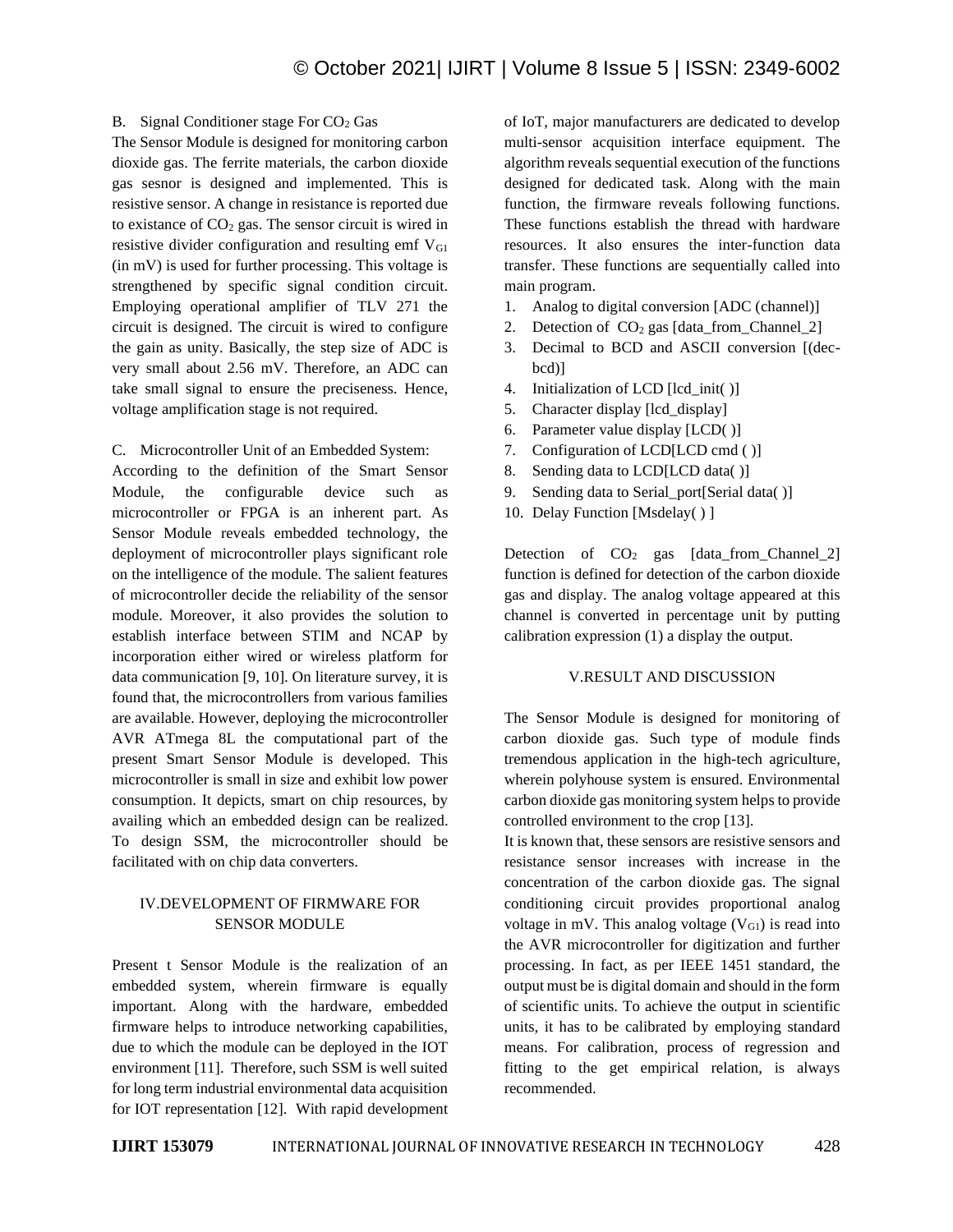B. Signal Conditioner stage For $CO_2$ Gas

The Sensor Module is designed for monitoring carbon dioxide gas. The ferrite materials, the carbon dioxide gas sesnor is designed and implemented. This is resistive sensor. A change in resistance is reported due to existance of $CO_2$ gas. The sensor circuit is wired in resistive divider configuration and resulting emf $V_{G1}$ (in mV) is used for further processing. This voltage is strengthened by specific signal condition circuit. Employing operational amplifier of TLV 271 the circuit is designed. The circuit is wired to configure the gain as unity. Basically, the step size of ADC is very small about 2.56 mV. Therefore, an ADC can take small signal to ensure the preciseness. Hence, voltage amplification stage is not required.

C. Microcontroller Unit of an Embedded System:

According to the definition of the Smart Sensor Module, the configurable device such as microcontroller or FPGA is an inherent part. As Sensor Module reveals embedded technology, the deployment of microcontroller plays significant role on the intelligence of the module. The salient features of microcontroller decide the reliability of the sensor module. Moreover, it also provides the solution to establish interface between STIM and NCAP by incorporation either wired or wireless platform for data communication [9, 10]. On literature survey, it is found that, the microcontrollers from various families are available. However, deploying the microcontroller AVR ATmega 8L the computational part of the present Smart Sensor Module is developed. This microcontroller is small in size and exhibit low power consumption. It depicts, smart on chip resources, by availing which an embedded design can be realized. To design SSM, the microcontroller should be facilitated with on chip data converters.

## IV.DEVELOPMENT OF FIRMWARE FOR SENSOR MODULE

Present t Sensor Module is the realization of an embedded system, wherein firmware is equally important. Along with the hardware, embedded firmware helps to introduce networking capabilities, due to which the module can be deployed in the IOT environment [11]. Therefore, such SSM is well suited for long term industrial environmental data acquisition for IOT representation [12]. With rapid development of IoT, major manufacturers are dedicated to develop multi-sensor acquisition interface equipment. The algorithm reveals sequential execution of the functions designed for dedicated task. Along with the main function, the firmware reveals following functions. These functions establish the thread with hardware resources. It also ensures the inter-function data transfer. These functions are sequentially called into main program.

1. Analog to digital conversion [ADC (channel)]
2. Detection of $CO_2$ gas [data_from_Channel_2]
3. Decimal to BCD and ASCII conversion [(dec-bcd)]
4. Initialization of LCD [lcd_init( )]
5. Character display [lcd_display]
6. Parameter value display [LCD( )]
7. Configuration of LCD[LCD cmd ( )]
8. Sending data to LCD[LCD data( )]
9. Sending data to Serial_port[Serial data( )]
10. Delay Function [Msdelay( ) ]

Detection of $CO_2$ gas [data_from_Channel_2] function is defined for detection of the carbon dioxide gas and display. The analog voltage appeared at this channel is converted in percentage unit by putting calibration expression (1) a display the output.

## V.RESULT AND DISCUSSION

The Sensor Module is designed for monitoring of carbon dioxide gas. Such type of module finds tremendous application in the high-tech agriculture, wherein polyhouse system is ensured. Environmental carbon dioxide gas monitoring system helps to provide controlled environment to the crop [13].

It is known that, these sensors are resistive sensors and resistance sensor increases with increase in the concentration of the carbon dioxide gas. The signal conditioning circuit provides proportional analog voltage in mV. This analog voltage ($V_{G1}$) is read into the AVR microcontroller for digitization and further processing. In fact, as per IEEE 1451 standard, the output must be is digital domain and should in the form of scientific units. To achieve the output in scientific units, it has to be calibrated by employing standard means. For calibration, process of regression and fitting to the get empirical relation, is always recommended.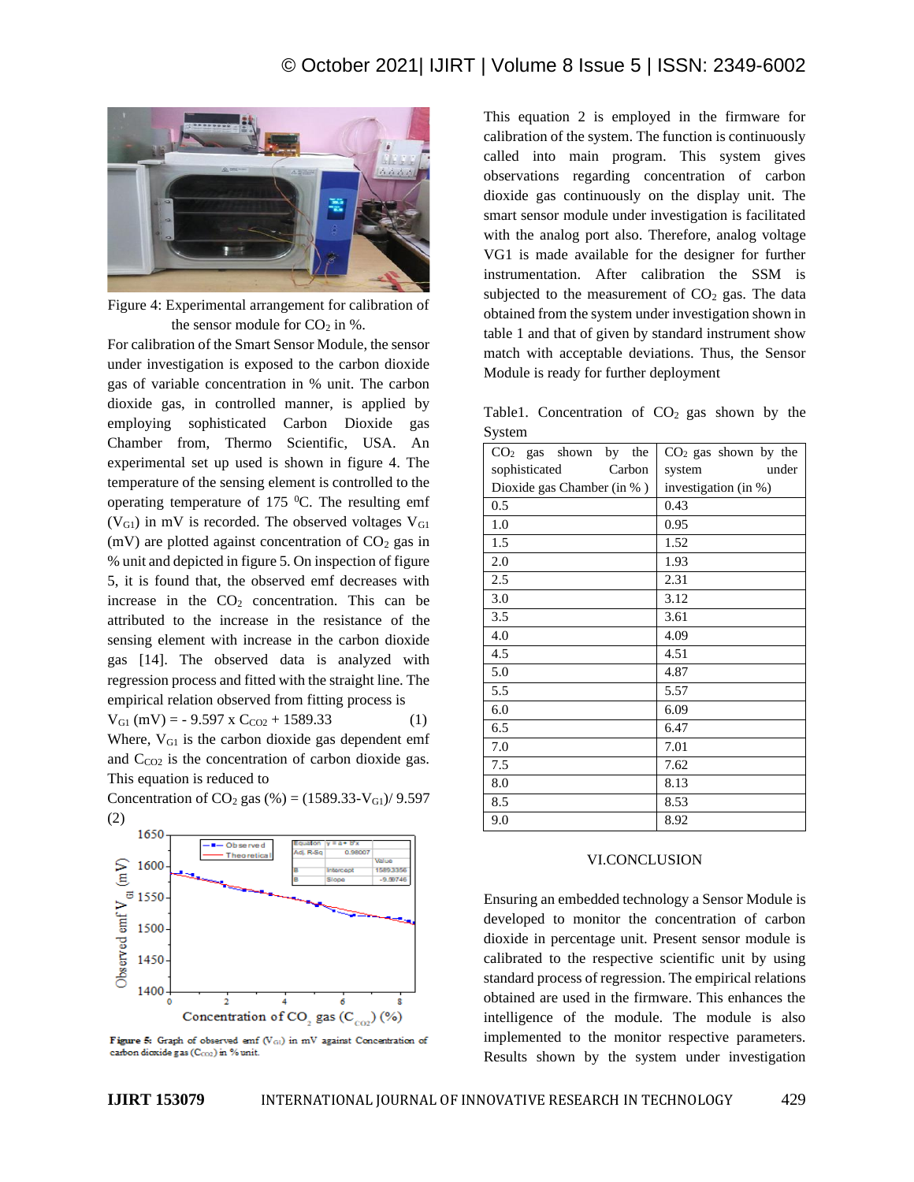Figure 4: Experimental arrangement for calibration of the sensor module for $CO_2$ in %.

For calibration of the Smart Sensor Module, the sensor under investigation is exposed to the carbon dioxide gas of variable concentration in % unit. The carbon dioxide gas, in controlled manner, is applied by employing sophisticated Carbon Dioxide gas Chamber from, Thermo Scientific, USA. An experimental set up used is shown in figure 4. The temperature of the sensing element is controlled to the operating temperature of 175 $^0$C. The resulting emf ($V_{G1}$) in mV is recorded. The observed voltages $V_{G1}$ (mV) are plotted against concentration of $CO_2$ gas in % unit and depicted in figure 5. On inspection of figure 5, it is found that, the observed emf decreases with increase in the $CO_2$ concentration. This can be attributed to the increase in the resistance of the sensing element with increase in the carbon dioxide gas [14]. The observed data is analyzed with regression process and fitted with the straight line. The empirical relation observed from fitting process is

$$V_{G1}\ (\text{mV}) = -\ 9.597 \times C_{CO2} + 1589.33 \qquad (1)$$

Where, $V_{G1}$ is the carbon dioxide gas dependent emf and $C_{CO2}$ is the concentration of carbon dioxide gas. This equation is reduced to

$$\text{Concentration of } CO_2 \text{ gas } (\%) = (1589.33 - V_{G1}) / 9.597 \qquad (2)$$

Figure 5: Graph of observed emf ($V_{G1}$) in mV against Concentration of carbon dioxide gas ($C_{CO2}$) in % unit.

This equation 2 is employed in the firmware for calibration of the system. The function is continuously called into main program. This system gives observations regarding concentration of carbon dioxide gas continuously on the display unit. The smart sensor module under investigation is facilitated with the analog port also. Therefore, analog voltage VG1 is made available for the designer for further instrumentation. After calibration the SSM is subjected to the measurement of $CO_2$ gas. The data obtained from the system under investigation shown in table 1 and that of given by standard instrument show match with acceptable deviations. Thus, the Sensor Module is ready for further deployment

Table1. Concentration of $CO_2$ gas shown by the System

| $CO_2$ gas shown by the sophisticated Carbon Dioxide gas Chamber (in % ) | $CO_2$ gas shown by the system under investigation (in %) |
|---|---|
| 0.5 | 0.43 |
| 1.0 | 0.95 |
| 1.5 | 1.52 |
| 2.0 | 1.93 |
| 2.5 | 2.31 |
| 3.0 | 3.12 |
| 3.5 | 3.61 |
| 4.0 | 4.09 |
| 4.5 | 4.51 |
| 5.0 | 4.87 |
| 5.5 | 5.57 |
| 6.0 | 6.09 |
| 6.5 | 6.47 |
| 7.0 | 7.01 |
| 7.5 | 7.62 |
| 8.0 | 8.13 |
| 8.5 | 8.53 |
| 9.0 | 8.92 |

## VI.CONCLUSION

Ensuring an embedded technology a Sensor Module is developed to monitor the concentration of carbon dioxide in percentage unit. Present sensor module is calibrated to the respective scientific unit by using standard process of regression. The empirical relations obtained are used in the firmware. This enhances the intelligence of the module. The module is also implemented to the monitor respective parameters. Results shown by the system under investigation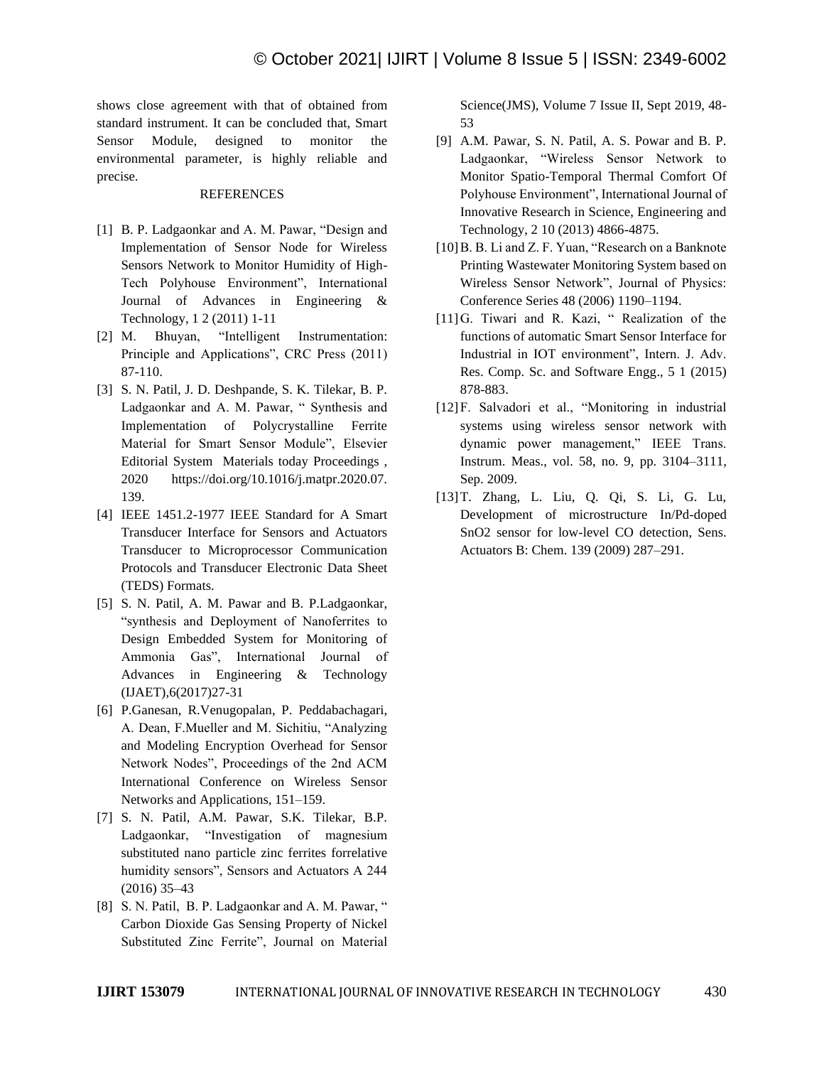shows close agreement with that of obtained from standard instrument. It can be concluded that, Smart Sensor Module, designed to monitor the environmental parameter, is highly reliable and precise.

## REFERENCES

[1] B. P. Ladgaonkar and A. M. Pawar, "Design and Implementation of Sensor Node for Wireless Sensors Network to Monitor Humidity of High-Tech Polyhouse Environment", International Journal of Advances in Engineering & Technology, 1 2 (2011) 1-11

[2] M. Bhuyan, "Intelligent Instrumentation: Principle and Applications", CRC Press (2011) 87-110.

[3] S. N. Patil, J. D. Deshpande, S. K. Tilekar, B. P. Ladgaonkar and A. M. Pawar, " Synthesis and Implementation of Polycrystalline Ferrite Material for Smart Sensor Module", Elsevier Editorial System Materials today Proceedings , 2020 https://doi.org/10.1016/j.matpr.2020.07.139.

[4] IEEE 1451.2-1977 IEEE Standard for A Smart Transducer Interface for Sensors and Actuators Transducer to Microprocessor Communication Protocols and Transducer Electronic Data Sheet (TEDS) Formats.

[5] S. N. Patil, A. M. Pawar and B. P.Ladgaonkar, "synthesis and Deployment of Nanoferrites to Design Embedded System for Monitoring of Ammonia Gas", International Journal of Advances in Engineering & Technology (IJAET),6(2017)27-31

[6] P.Ganesan, R.Venugopalan, P. Peddabachagari, A. Dean, F.Mueller and M. Sichitiu, "Analyzing and Modeling Encryption Overhead for Sensor Network Nodes", Proceedings of the 2nd ACM International Conference on Wireless Sensor Networks and Applications, 151–159.

[7] S. N. Patil, A.M. Pawar, S.K. Tilekar, B.P. Ladgaonkar, "Investigation of magnesium substituted nano particle zinc ferrites forrelative humidity sensors", Sensors and Actuators A 244 (2016) 35–43

[8] S. N. Patil, B. P. Ladgaonkar and A. M. Pawar, " Carbon Dioxide Gas Sensing Property of Nickel Substituted Zinc Ferrite", Journal on Material Science(JMS), Volume 7 Issue II, Sept 2019, 48-53

[9] A.M. Pawar, S. N. Patil, A. S. Powar and B. P. Ladgaonkar, "Wireless Sensor Network to Monitor Spatio-Temporal Thermal Comfort Of Polyhouse Environment", International Journal of Innovative Research in Science, Engineering and Technology, 2 10 (2013) 4866-4875.

[10] B. B. Li and Z. F. Yuan, "Research on a Banknote Printing Wastewater Monitoring System based on Wireless Sensor Network", Journal of Physics: Conference Series 48 (2006) 1190–1194.

[11] G. Tiwari and R. Kazi, " Realization of the functions of automatic Smart Sensor Interface for Industrial in IOT environment", Intern. J. Adv. Res. Comp. Sc. and Software Engg., 5 1 (2015) 878-883.

[12] F. Salvadori et al., "Monitoring in industrial systems using wireless sensor network with dynamic power management," IEEE Trans. Instrum. Meas., vol. 58, no. 9, pp. 3104–3111, Sep. 2009.

[13] T. Zhang, L. Liu, Q. Qi, S. Li, G. Lu, Development of microstructure In/Pd-doped $SnO_2$ sensor for low-level CO detection, Sens. Actuators B: Chem. 139 (2009) 287–291.